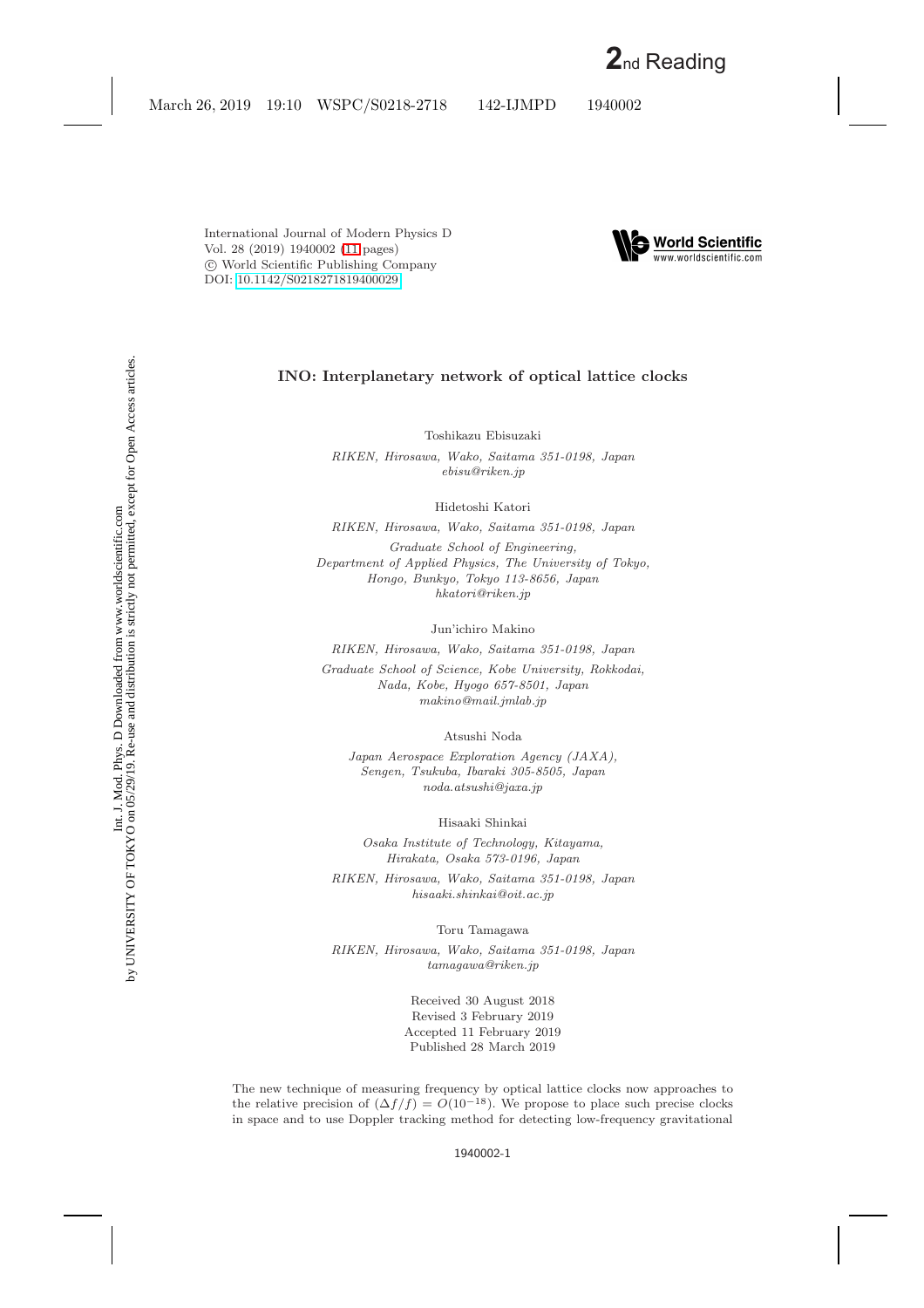International Journal of Modern Physics D
Vol. 28 (2019) 1940002 (11 pages)
© World Scientific Publishing Company
DOI: 10.1142/S0218271819400029

# INO: Interplanetary network of optical lattice clocks

Toshikazu Ebisuzaki

*RIKEN, Hirosawa, Wako, Saitama 351-0198, Japan*
*ebisu@riken.jp*

Hidetoshi Katori

*RIKEN, Hirosawa, Wako, Saitama 351-0198, Japan*

*Graduate School of Engineering,*
*Department of Applied Physics, The University of Tokyo,*
*Hongo, Bunkyo, Tokyo 113-8656, Japan*
*hkatori@riken.jp*

Jun'ichiro Makino

*RIKEN, Hirosawa, Wako, Saitama 351-0198, Japan*

*Graduate School of Science, Kobe University, Rokkodai,*
*Nada, Kobe, Hyogo 657-8501, Japan*
*makino@mail.jmlab.jp*

Atsushi Noda

*Japan Aerospace Exploration Agency (JAXA),*
*Sengen, Tsukuba, Ibaraki 305-8505, Japan*
*noda.atsushi@jaxa.jp*

Hisaaki Shinkai

*Osaka Institute of Technology, Kitayama,*
*Hirakata, Osaka 573-0196, Japan*

*RIKEN, Hirosawa, Wako, Saitama 351-0198, Japan*
*hisaaki.shinkai@oit.ac.jp*

Toru Tamagawa

*RIKEN, Hirosawa, Wako, Saitama 351-0198, Japan*
*tamagawa@riken.jp*

Received 30 August 2018
Revised 3 February 2019
Accepted 11 February 2019
Published 28 March 2019

The new technique of measuring frequency by optical lattice clocks now approaches to the relative precision of $(\Delta f/f) = O(10^{-18})$. We propose to place such precise clocks in space and to use Doppler tracking method for detecting low-frequency gravitational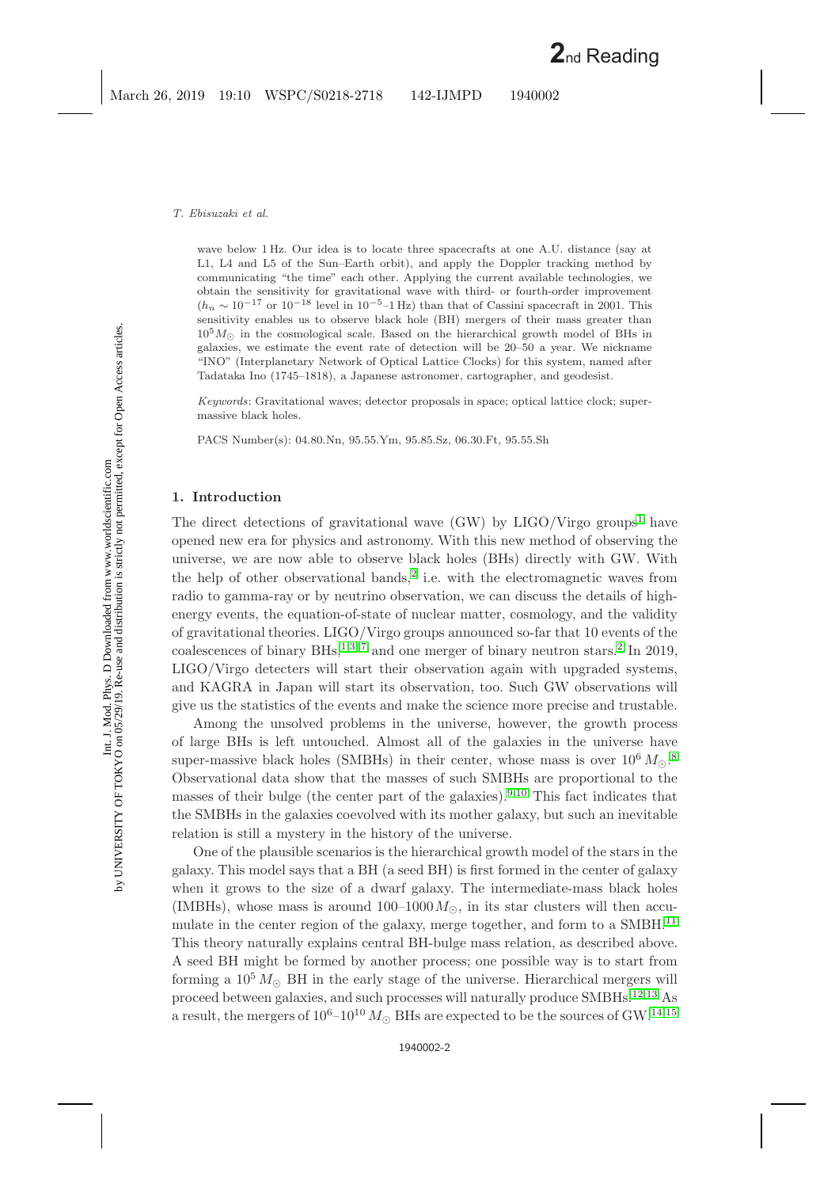wave below 1 Hz. Our idea is to locate three spacecrafts at one A.U. distance (say at L1, L4 and L5 of the Sun–Earth orbit), and apply the Doppler tracking method by communicating "the time" each other. Applying the current available technologies, we obtain the sensitivity for gravitational wave with third- or fourth-order improvement ($h_n \sim 10^{-17}$ or $10^{-18}$ level in $10^{-5}$–1 Hz) than that of Cassini spacecraft in 2001. This sensitivity enables us to observe black hole (BH) mergers of their mass greater than $10^5 M_\odot$ in the cosmological scale. Based on the hierarchical growth model of BHs in galaxies, we estimate the event rate of detection will be 20–50 a year. We nickname "INO" (Interplanetary Network of Optical Lattice Clocks) for this system, named after Tadataka Ino (1745–1818), a Japanese astronomer, cartographer, and geodesist.

*Keywords*: Gravitational waves; detector proposals in space; optical lattice clock; supermassive black holes.

PACS Number(s): 04.80.Nn, 95.55.Ym, 95.85.Sz, 06.30.Ft, 95.55.Sh

## 1. Introduction

The direct detections of gravitational wave (GW) by LIGO/Virgo groups[1] have opened new era for physics and astronomy. With this new method of observing the universe, we are now able to observe black holes (BHs) directly with GW. With the help of other observational bands,[2] i.e. with the electromagnetic waves from radio to gamma-ray or by neutrino observation, we can discuss the details of high-energy events, the equation-of-state of nuclear matter, cosmology, and the validity of gravitational theories. LIGO/Virgo groups announced so-far that 10 events of the coalescences of binary BHs,[1,3–7] and one merger of binary neutron stars.[2] In 2019, LIGO/Virgo detecters will start their observation again with upgraded systems, and KAGRA in Japan will start its observation, too. Such GW observations will give us the statistics of the events and make the science more precise and trustable.

Among the unsolved problems in the universe, however, the growth process of large BHs is left untouched. Almost all of the galaxies in the universe have super-massive black holes (SMBHs) in their center, whose mass is over $10^6 M_\odot$.[8] Observational data show that the masses of such SMBHs are proportional to the masses of their bulge (the center part of the galaxies).[9,10] This fact indicates that the SMBHs in the galaxies coevolved with its mother galaxy, but such an inevitable relation is still a mystery in the history of the universe.

One of the plausible scenarios is the hierarchical growth model of the stars in the galaxy. This model says that a BH (a seed BH) is first formed in the center of galaxy when it grows to the size of a dwarf galaxy. The intermediate-mass black holes (IMBHs), whose mass is around 100–1000 $M_\odot$, in its star clusters will then accumulate in the center region of the galaxy, merge together, and form to a SMBH.[11] This theory naturally explains central BH-bulge mass relation, as described above. A seed BH might be formed by another process; one possible way is to start from forming a $10^5 M_\odot$ BH in the early stage of the universe. Hierarchical mergers will proceed between galaxies, and such processes will naturally produce SMBHs.[12,13] As a result, the mergers of $10^6$–$10^{10} M_\odot$ BHs are expected to be the sources of GW.[14,15]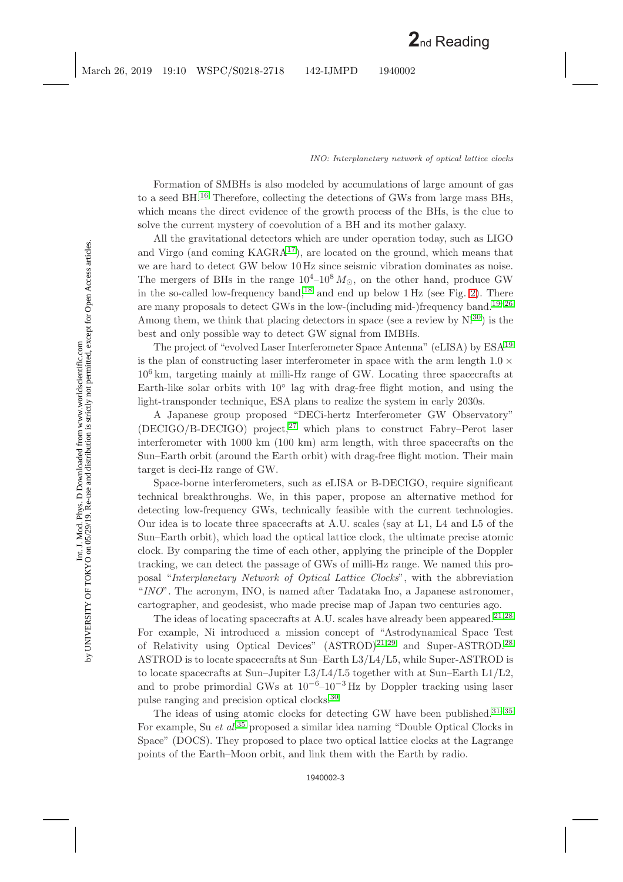Formation of SMBHs is also modeled by accumulations of large amount of gas to a seed BH.[16] Therefore, collecting the detections of GWs from large mass BHs, which means the direct evidence of the growth process of the BHs, is the clue to solve the current mystery of coevolution of a BH and its mother galaxy.

All the gravitational detectors which are under operation today, such as LIGO and Virgo (and coming KAGRA[17]), are located on the ground, which means that we are hard to detect GW below 10 Hz since seismic vibration dominates as noise. The mergers of BHs in the range $10^4$–$10^8\,M_\odot$, on the other hand, produce GW in the so-called low-frequency band,[18] and end up below 1 Hz (see Fig. 2). There are many proposals to detect GWs in the low-(including mid-)frequency band.[19–26] Among them, we think that placing detectors in space (see a review by Ni[30]) is the best and only possible way to detect GW signal from IMBHs.

The project of "evolved Laser Interferometer Space Antenna" (eLISA) by ESA[19] is the plan of constructing laser interferometer in space with the arm length $1.0 \times 10^6$ km, targeting mainly at milli-Hz range of GW. Locating three spacecrafts at Earth-like solar orbits with $10^\circ$ lag with drag-free flight motion, and using the light-transponder technique, ESA plans to realize the system in early 2030s.

A Japanese group proposed "DECi-hertz Interferometer GW Observatory" (DECIGO/B-DECIGO) project,[27] which plans to construct Fabry–Perot laser interferometer with 1000 km (100 km) arm length, with three spacecrafts on the Sun–Earth orbit (around the Earth orbit) with drag-free flight motion. Their main target is deci-Hz range of GW.

Space-borne interferometers, such as eLISA or B-DECIGO, require significant technical breakthroughs. We, in this paper, propose an alternative method for detecting low-frequency GWs, technically feasible with the current technologies. Our idea is to locate three spacecrafts at A.U. scales (say at L1, L4 and L5 of the Sun–Earth orbit), which load the optical lattice clock, the ultimate precise atomic clock. By comparing the time of each other, applying the principle of the Doppler tracking, we can detect the passage of GWs of milli-Hz range. We named this proposal "*Interplanetary Network of Optical Lattice Clocks*", with the abbreviation "*INO*". The acronym, INO, is named after Tadataka Ino, a Japanese astronomer, cartographer, and geodesist, who made precise map of Japan two centuries ago.

The ideas of locating spacecrafts at A.U. scales have already been appeared.[21,28] For example, Ni introduced a mission concept of "Astrodynamical Space Test of Relativity using Optical Devices" (ASTROD)[21,29] and Super-ASTROD.[28] ASTROD is to locate spacecrafts at Sun–Earth L3/L4/L5, while Super-ASTROD is to locate spacecrafts at Sun–Jupiter L3/L4/L5 together with at Sun–Earth L1/L2, and to probe primordial GWs at $10^{-6}$–$10^{-3}$ Hz by Doppler tracking using laser pulse ranging and precision optical clocks.[30]

The ideas of using atomic clocks for detecting GW have been published.[31–35] For example, Su *et al.*[35] proposed a similar idea naming "Double Optical Clocks in Space" (DOCS). They proposed to place two optical lattice clocks at the Lagrange points of the Earth–Moon orbit, and link them with the Earth by radio.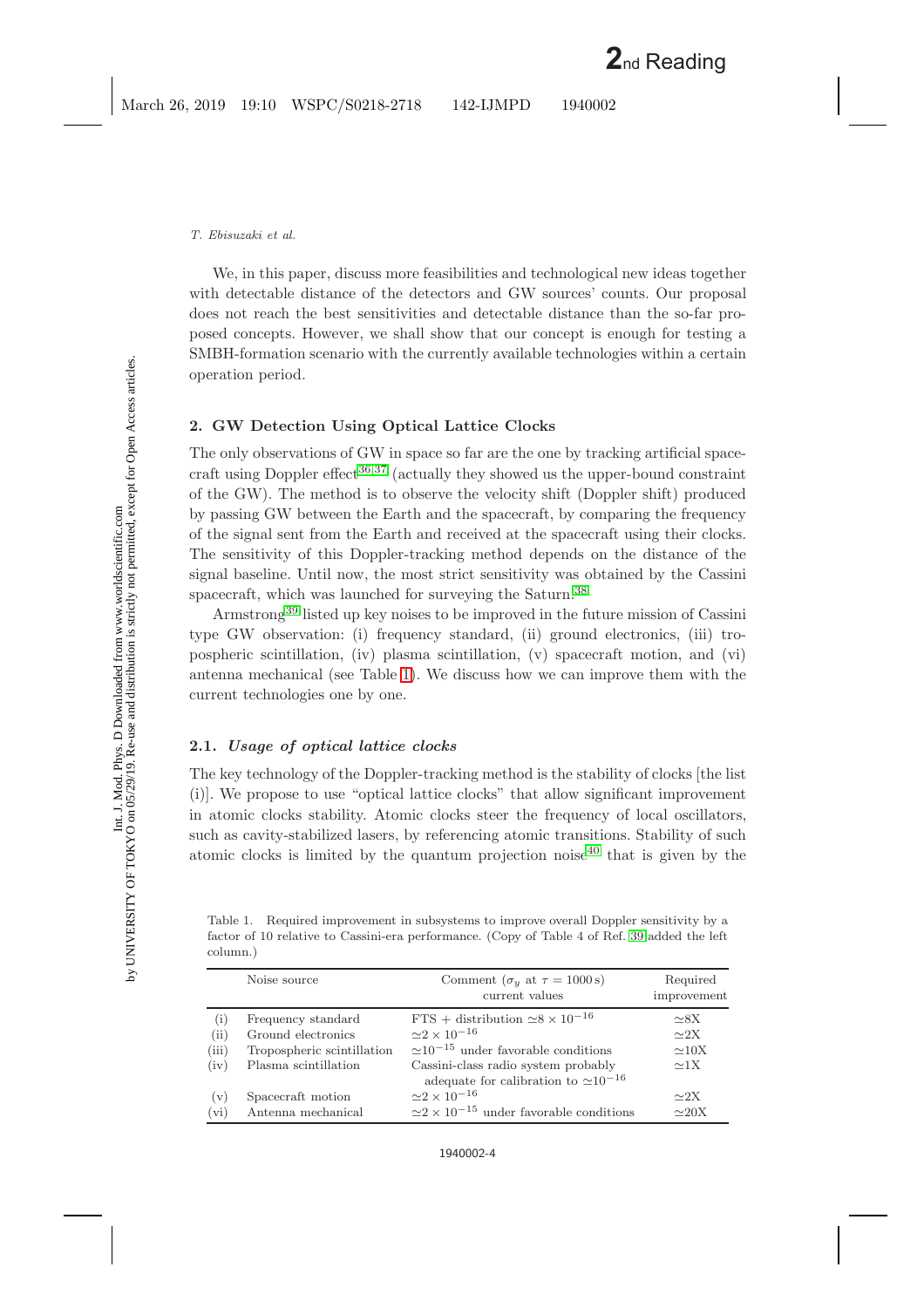We, in this paper, discuss more feasibilities and technological new ideas together with detectable distance of the detectors and GW sources' counts. Our proposal does not reach the best sensitivities and detectable distance than the so-far proposed concepts. However, we shall show that our concept is enough for testing a SMBH-formation scenario with the currently available technologies within a certain operation period.

## 2. GW Detection Using Optical Lattice Clocks

The only observations of GW in space so far are the one by tracking artificial spacecraft using Doppler effect[36,37] (actually they showed us the upper-bound constraint of the GW). The method is to observe the velocity shift (Doppler shift) produced by passing GW between the Earth and the spacecraft, by comparing the frequency of the signal sent from the Earth and received at the spacecraft using their clocks. The sensitivity of this Doppler-tracking method depends on the distance of the signal baseline. Until now, the most strict sensitivity was obtained by the Cassini spacecraft, which was launched for surveying the Saturn.[38]

Armstrong[39] listed up key noises to be improved in the future mission of Cassini type GW observation: (i) frequency standard, (ii) ground electronics, (iii) tropospheric scintillation, (iv) plasma scintillation, (v) spacecraft motion, and (vi) antenna mechanical (see Table 1). We discuss how we can improve them with the current technologies one by one.

### 2.1. *Usage of optical lattice clocks*

The key technology of the Doppler-tracking method is the stability of clocks [the list (i)]. We propose to use "optical lattice clocks" that allow significant improvement in atomic clocks stability. Atomic clocks steer the frequency of local oscillators, such as cavity-stabilized lasers, by referencing atomic transitions. Stability of such atomic clocks is limited by the quantum projection noise[40] that is given by the

Table 1. Required improvement in subsystems to improve overall Doppler sensitivity by a factor of 10 relative to Cassini-era performance. (Copy of Table 4 of Ref. 39 added the left column.)

| | Noise source | Comment ($\sigma_y$ at $\tau = 1000\,\mathrm{s}$) current values | Required improvement |
|---|---|---|---|
| (i) | Frequency standard | FTS + distribution $\simeq 8 \times 10^{-16}$ | $\simeq$8X |
| (ii) | Ground electronics | $\simeq 2 \times 10^{-16}$ | $\simeq$2X |
| (iii) | Tropospheric scintillation | $\simeq 10^{-15}$ under favorable conditions | $\simeq$10X |
| (iv) | Plasma scintillation | Cassini-class radio system probably adequate for calibration to $\simeq 10^{-16}$ | $\simeq$1X |
| (v) | Spacecraft motion | $\simeq 2 \times 10^{-16}$ | $\simeq$2X |
| (vi) | Antenna mechanical | $\simeq 2 \times 10^{-15}$ under favorable conditions | $\simeq$20X |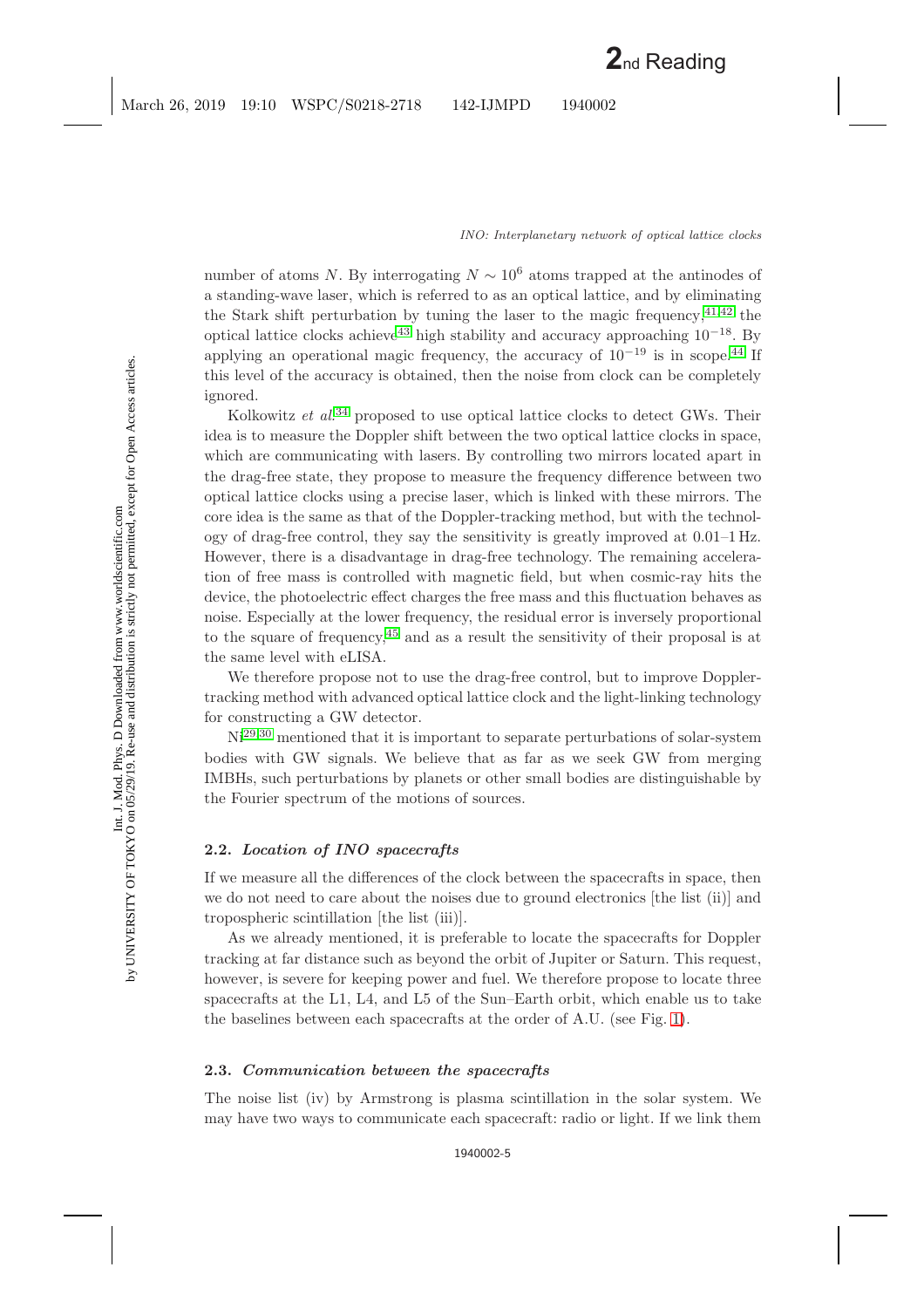number of atoms $N$. By interrogating $N \sim 10^6$ atoms trapped at the antinodes of a standing-wave laser, which is referred to as an optical lattice, and by eliminating the Stark shift perturbation by tuning the laser to the magic frequency,[41,42] the optical lattice clocks achieve[43] high stability and accuracy approaching $10^{-18}$. By applying an operational magic frequency, the accuracy of $10^{-19}$ is in scope.[44] If this level of the accuracy is obtained, then the noise from clock can be completely ignored.

Kolkowitz *et al.*[34] proposed to use optical lattice clocks to detect GWs. Their idea is to measure the Doppler shift between the two optical lattice clocks in space, which are communicating with lasers. By controlling two mirrors located apart in the drag-free state, they propose to measure the frequency difference between two optical lattice clocks using a precise laser, which is linked with these mirrors. The core idea is the same as that of the Doppler-tracking method, but with the technology of drag-free control, they say the sensitivity is greatly improved at 0.01–1 Hz. However, there is a disadvantage in drag-free technology. The remaining acceleration of free mass is controlled with magnetic field, but when cosmic-ray hits the device, the photoelectric effect charges the free mass and this fluctuation behaves as noise. Especially at the lower frequency, the residual error is inversely proportional to the square of frequency,[45] and as a result the sensitivity of their proposal is at the same level with eLISA.

We therefore propose not to use the drag-free control, but to improve Doppler-tracking method with advanced optical lattice clock and the light-linking technology for constructing a GW detector.

Ni[29,30] mentioned that it is important to separate perturbations of solar-system bodies with GW signals. We believe that as far as we seek GW from merging IMBHs, such perturbations by planets or other small bodies are distinguishable by the Fourier spectrum of the motions of sources.

### 2.2. *Location of INO spacecrafts*

If we measure all the differences of the clock between the spacecrafts in space, then we do not need to care about the noises due to ground electronics [the list (ii)] and tropospheric scintillation [the list (iii)].

As we already mentioned, it is preferable to locate the spacecrafts for Doppler tracking at far distance such as beyond the orbit of Jupiter or Saturn. This request, however, is severe for keeping power and fuel. We therefore propose to locate three spacecrafts at the L1, L4, and L5 of the Sun–Earth orbit, which enable us to take the baselines between each spacecrafts at the order of A.U. (see Fig. 1).

### 2.3. *Communication between the spacecrafts*

The noise list (iv) by Armstrong is plasma scintillation in the solar system. We may have two ways to communicate each spacecraft: radio or light. If we link them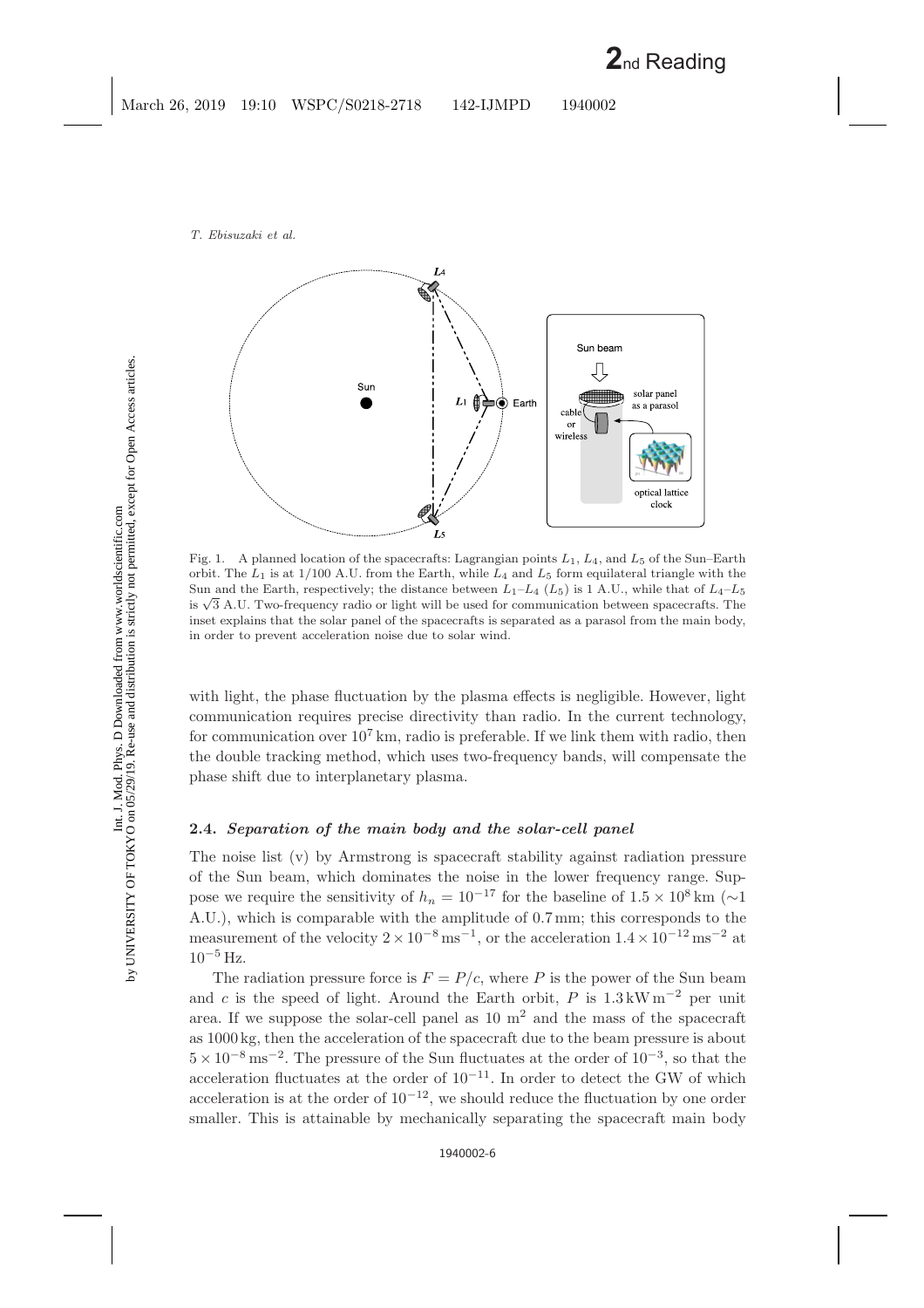Fig. 1. A planned location of the spacecrafts: Lagrangian points $L_1$, $L_4$, and $L_5$ of the Sun–Earth orbit. The $L_1$ is at 1/100 A.U. from the Earth, while $L_4$ and $L_5$ form equilateral triangle with the Sun and the Earth, respectively; the distance between $L_1$–$L_4$ ($L_5$) is 1 A.U., while that of $L_4$–$L_5$ is $\sqrt{3}$ A.U. Two-frequency radio or light will be used for communication between spacecrafts. The inset explains that the solar panel of the spacecrafts is separated as a parasol from the main body, in order to prevent acceleration noise due to solar wind.

with light, the phase fluctuation by the plasma effects is negligible. However, light communication requires precise directivity than radio. In the current technology, for communication over $10^7$ km, radio is preferable. If we link them with radio, then the double tracking method, which uses two-frequency bands, will compensate the phase shift due to interplanetary plasma.

### 2.4. *Separation of the main body and the solar-cell panel*

The noise list (v) by Armstrong is spacecraft stability against radiation pressure of the Sun beam, which dominates the noise in the lower frequency range. Suppose we require the sensitivity of $h_n = 10^{-17}$ for the baseline of $1.5 \times 10^8$ km ($\sim$1 A.U.), which is comparable with the amplitude of 0.7 mm; this corresponds to the measurement of the velocity $2 \times 10^{-8}\,\mathrm{ms}^{-1}$, or the acceleration $1.4 \times 10^{-12}\,\mathrm{ms}^{-2}$ at $10^{-5}$ Hz.

The radiation pressure force is $F = P/c$, where $P$ is the power of the Sun beam and $c$ is the speed of light. Around the Earth orbit, $P$ is $1.3\,\mathrm{kW\,m}^{-2}$ per unit area. If we suppose the solar-cell panel as 10 $\mathrm{m}^2$ and the mass of the spacecraft as 1000 kg, then the acceleration of the spacecraft due to the beam pressure is about $5 \times 10^{-8}\,\mathrm{ms}^{-2}$. The pressure of the Sun fluctuates at the order of $10^{-3}$, so that the acceleration fluctuates at the order of $10^{-11}$. In order to detect the GW of which acceleration is at the order of $10^{-12}$, we should reduce the fluctuation by one order smaller. This is attainable by mechanically separating the spacecraft main body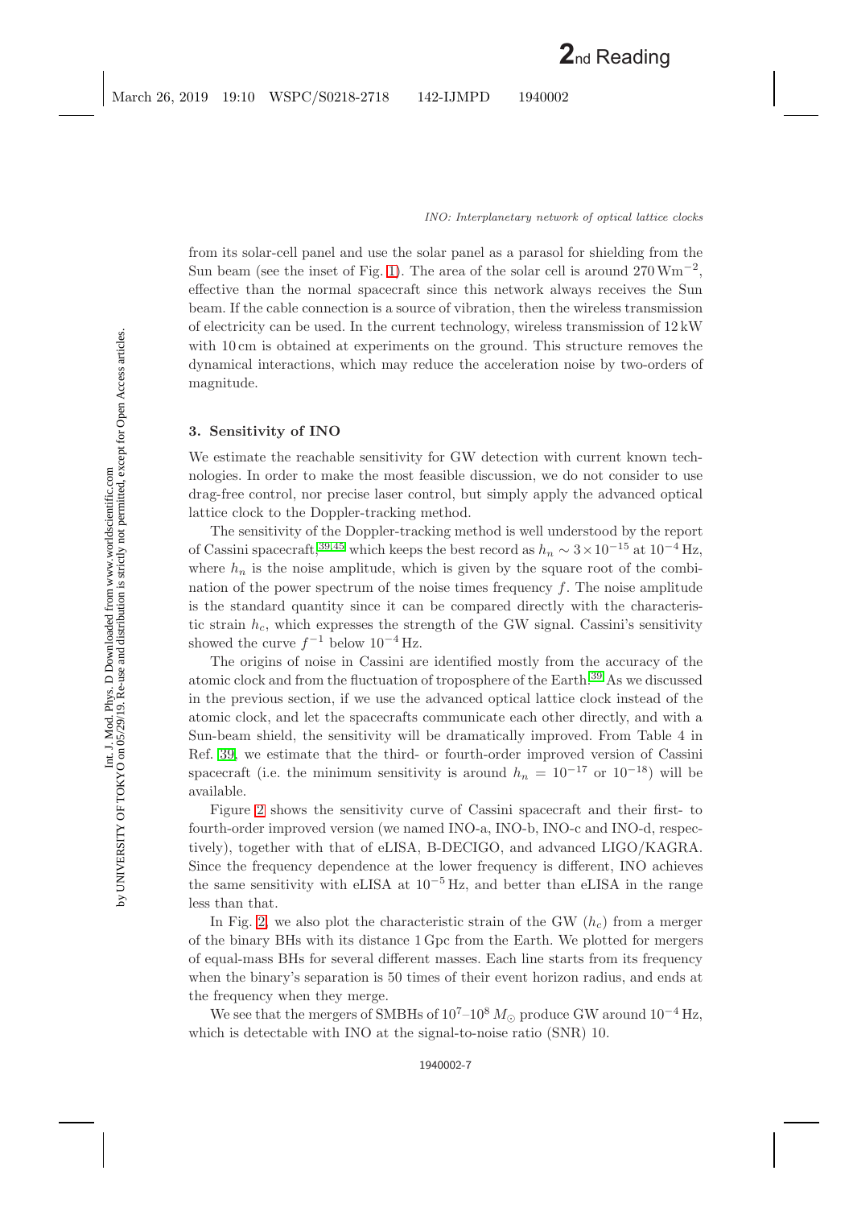from its solar-cell panel and use the solar panel as a parasol for shielding from the Sun beam (see the inset of Fig. 1). The area of the solar cell is around $270\,\mathrm{Wm}^{-2}$, effective than the normal spacecraft since this network always receives the Sun beam. If the cable connection is a source of vibration, then the wireless transmission of electricity can be used. In the current technology, wireless transmission of 12 kW with 10 cm is obtained at experiments on the ground. This structure removes the dynamical interactions, which may reduce the acceleration noise by two-orders of magnitude.

## 3. Sensitivity of INO

We estimate the reachable sensitivity for GW detection with current known technologies. In order to make the most feasible discussion, we do not consider to use drag-free control, nor precise laser control, but simply apply the advanced optical lattice clock to the Doppler-tracking method.

The sensitivity of the Doppler-tracking method is well understood by the report of Cassini spacecraft,[39,45] which keeps the best record as $h_n \sim 3\times10^{-15}$ at $10^{-4}$ Hz, where $h_n$ is the noise amplitude, which is given by the square root of the combination of the power spectrum of the noise times frequency $f$. The noise amplitude is the standard quantity since it can be compared directly with the characteristic strain $h_c$, which expresses the strength of the GW signal. Cassini's sensitivity showed the curve $f^{-1}$ below $10^{-4}$ Hz.

The origins of noise in Cassini are identified mostly from the accuracy of the atomic clock and from the fluctuation of troposphere of the Earth.[39] As we discussed in the previous section, if we use the advanced optical lattice clock instead of the atomic clock, and let the spacecrafts communicate each other directly, and with a Sun-beam shield, the sensitivity will be dramatically improved. From Table 4 in Ref. 39, we estimate that the third- or fourth-order improved version of Cassini spacecraft (i.e. the minimum sensitivity is around $h_n = 10^{-17}$ or $10^{-18}$) will be available.

Figure 2 shows the sensitivity curve of Cassini spacecraft and their first- to fourth-order improved version (we named INO-a, INO-b, INO-c and INO-d, respectively), together with that of eLISA, B-DECIGO, and advanced LIGO/KAGRA. Since the frequency dependence at the lower frequency is different, INO achieves the same sensitivity with eLISA at $10^{-5}$ Hz, and better than eLISA in the range less than that.

In Fig. 2, we also plot the characteristic strain of the GW ($h_c$) from a merger of the binary BHs with its distance 1 Gpc from the Earth. We plotted for mergers of equal-mass BHs for several different masses. Each line starts from its frequency when the binary's separation is 50 times of their event horizon radius, and ends at the frequency when they merge.

We see that the mergers of SMBHs of $10^7$–$10^8\,M_\odot$ produce GW around $10^{-4}$ Hz, which is detectable with INO at the signal-to-noise ratio (SNR) 10.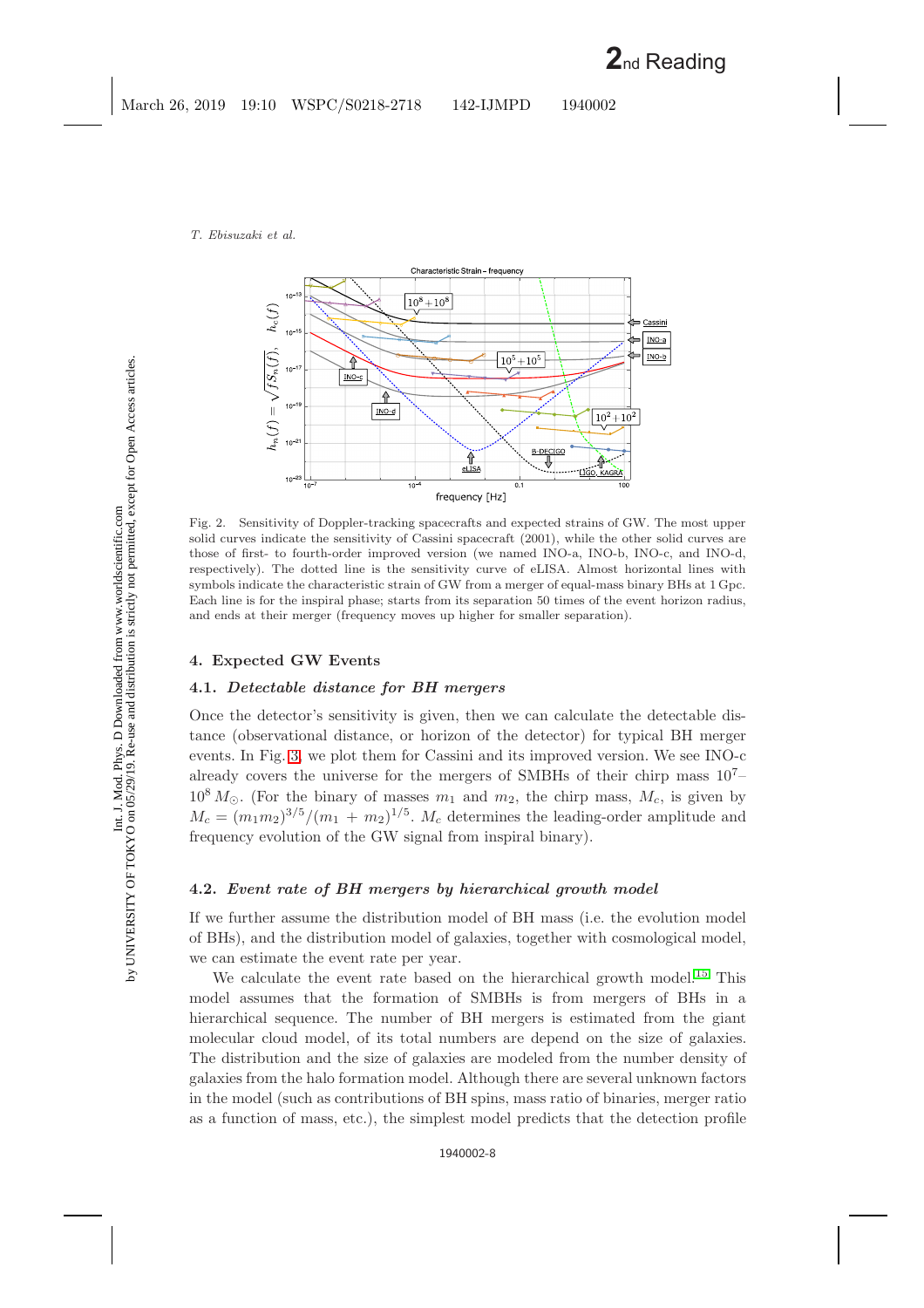Fig. 2. Sensitivity of Doppler-tracking spacecrafts and expected strains of GW. The most upper solid curves indicate the sensitivity of Cassini spacecraft (2001), while the other solid curves are those of first- to fourth-order improved version (we named INO-a, INO-b, INO-c, and INO-d, respectively). The dotted line is the sensitivity curve of eLISA. Almost horizontal lines with symbols indicate the characteristic strain of GW from a merger of equal-mass binary BHs at 1 Gpc. Each line is for the inspiral phase; starts from its separation 50 times of the event horizon radius, and ends at their merger (frequency moves up higher for smaller separation).

## 4. Expected GW Events

### 4.1. *Detectable distance for BH mergers*

Once the detector's sensitivity is given, then we can calculate the detectable distance (observational distance, or horizon of the detector) for typical BH merger events. In Fig. 3, we plot them for Cassini and its improved version. We see INO-c already covers the universe for the mergers of SMBHs of their chirp mass $10^7$–$10^8\,M_\odot$. (For the binary of masses $m_1$ and $m_2$, the chirp mass, $M_c$, is given by $M_c = (m_1 m_2)^{3/5}/(m_1 + m_2)^{1/5}$. $M_c$ determines the leading-order amplitude and frequency evolution of the GW signal from inspiral binary).

### 4.2. *Event rate of BH mergers by hierarchical growth model*

If we further assume the distribution model of BH mass (i.e. the evolution model of BHs), and the distribution model of galaxies, together with cosmological model, we can estimate the event rate per year.

We calculate the event rate based on the hierarchical growth model.[15] This model assumes that the formation of SMBHs is from mergers of BHs in a hierarchical sequence. The number of BH mergers is estimated from the giant molecular cloud model, of its total numbers are depend on the size of galaxies. The distribution and the size of galaxies are modeled from the number density of galaxies from the halo formation model. Although there are several unknown factors in the model (such as contributions of BH spins, mass ratio of binaries, merger ratio as a function of mass, etc.), the simplest model predicts that the detection profile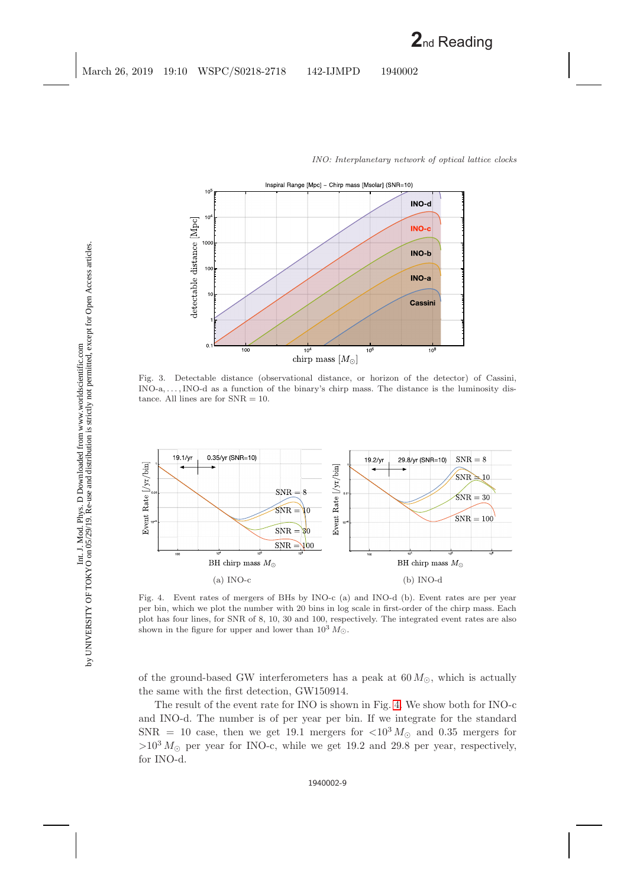Fig. 3. Detectable distance (observational distance, or horizon of the detector) of Cassini, INO-a, …, INO-d as a function of the binary's chirp mass. The distance is the luminosity distance. All lines are for SNR = 10.

(a) INO-c

(b) INO-d

Fig. 4. Event rates of mergers of BHs by INO-c (a) and INO-d (b). Event rates are per year per bin, which we plot the number with 20 bins in log scale in first-order of the chirp mass. Each plot has four lines, for SNR of 8, 10, 30 and 100, respectively. The integrated event rates are also shown in the figure for upper and lower than $10^3\,M_\odot$.

of the ground-based GW interferometers has a peak at $60\,M_\odot$, which is actually the same with the first detection, GW150914.

The result of the event rate for INO is shown in Fig. 4. We show both for INO-c and INO-d. The number is of per year per bin. If we integrate for the standard SNR = 10 case, then we get 19.1 mergers for $<10^3\,M_\odot$ and 0.35 mergers for $>10^3\,M_\odot$ per year for INO-c, while we get 19.2 and 29.8 per year, respectively, for INO-d.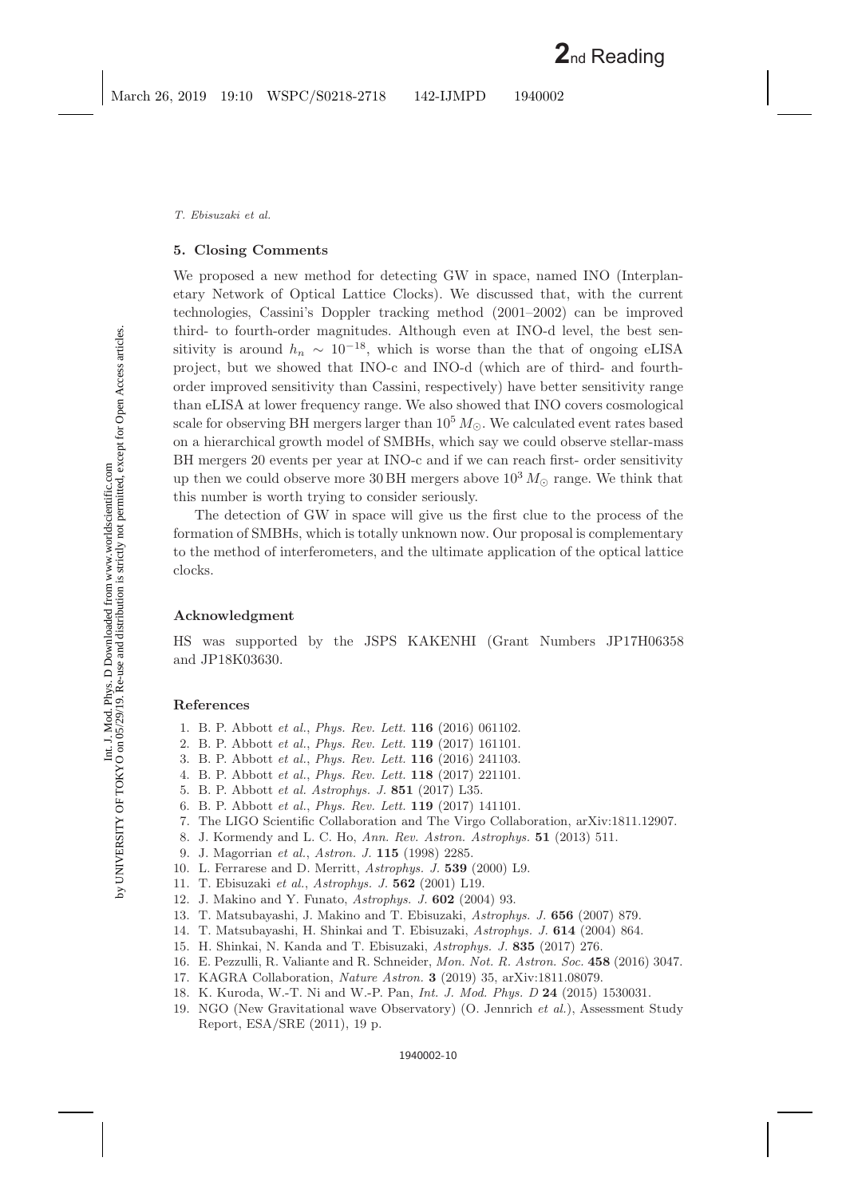## 5. Closing Comments

We proposed a new method for detecting GW in space, named INO (Interplanetary Network of Optical Lattice Clocks). We discussed that, with the current technologies, Cassini's Doppler tracking method (2001–2002) can be improved third- to fourth-order magnitudes. Although even at INO-d level, the best sensitivity is around $h_n \sim 10^{-18}$, which is worse than the that of ongoing eLISA project, but we showed that INO-c and INO-d (which are of third- and fourth-order improved sensitivity than Cassini, respectively) have better sensitivity range than eLISA at lower frequency range. We also showed that INO covers cosmological scale for observing BH mergers larger than $10^5\,M_\odot$. We calculated event rates based on a hierarchical growth model of SMBHs, which say we could observe stellar-mass BH mergers 20 events per year at INO-c and if we can reach first- order sensitivity up then we could observe more 30 BH mergers above $10^3\,M_\odot$ range. We think that this number is worth trying to consider seriously.

The detection of GW in space will give us the first clue to the process of the formation of SMBHs, which is totally unknown now. Our proposal is complementary to the method of interferometers, and the ultimate application of the optical lattice clocks.

## Acknowledgment

HS was supported by the JSPS KAKENHI (Grant Numbers JP17H06358 and JP18K03630.

## References

1. B. P. Abbott *et al.*, *Phys. Rev. Lett.* **116** (2016) 061102.
2. B. P. Abbott *et al.*, *Phys. Rev. Lett.* **119** (2017) 161101.
3. B. P. Abbott *et al.*, *Phys. Rev. Lett.* **116** (2016) 241103.
4. B. P. Abbott *et al.*, *Phys. Rev. Lett.* **118** (2017) 221101.
5. B. P. Abbott *et al. Astrophys. J.* **851** (2017) L35.
6. B. P. Abbott *et al.*, *Phys. Rev. Lett.* **119** (2017) 141101.
7. The LIGO Scientific Collaboration and The Virgo Collaboration, arXiv:1811.12907.
8. J. Kormendy and L. C. Ho, *Ann. Rev. Astron. Astrophys.* **51** (2013) 511.
9. J. Magorrian *et al.*, *Astron. J.* **115** (1998) 2285.
10. L. Ferrarese and D. Merritt, *Astrophys. J.* **539** (2000) L9.
11. T. Ebisuzaki *et al.*, *Astrophys. J.* **562** (2001) L19.
12. J. Makino and Y. Funato, *Astrophys. J.* **602** (2004) 93.
13. T. Matsubayashi, J. Makino and T. Ebisuzaki, *Astrophys. J.* **656** (2007) 879.
14. T. Matsubayashi, H. Shinkai and T. Ebisuzaki, *Astrophys. J.* **614** (2004) 864.
15. H. Shinkai, N. Kanda and T. Ebisuzaki, *Astrophys. J.* **835** (2017) 276.
16. E. Pezzulli, R. Valiante and R. Schneider, *Mon. Not. R. Astron. Soc.* **458** (2016) 3047.
17. KAGRA Collaboration, *Nature Astron.* **3** (2019) 35, arXiv:1811.08079.
18. K. Kuroda, W.-T. Ni and W.-P. Pan, *Int. J. Mod. Phys. D* **24** (2015) 1530031.
19. NGO (New Gravitational wave Observatory) (O. Jennrich *et al.*), Assessment Study Report, ESA/SRE (2011), 19 p.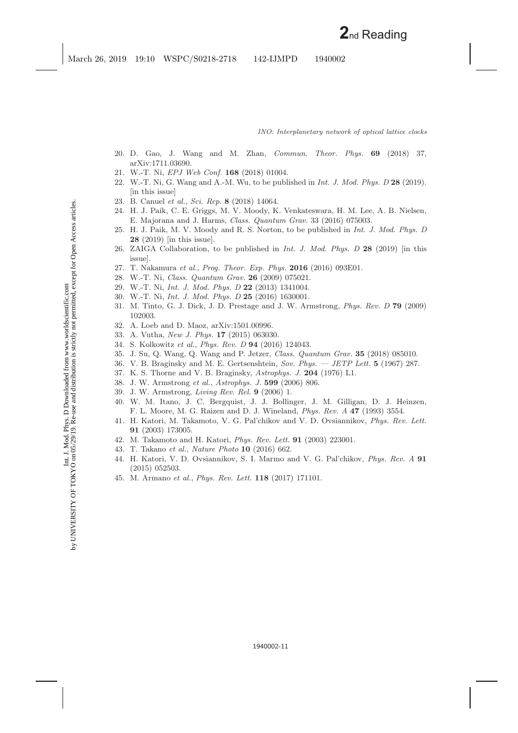20. D. Gao, J. Wang and M. Zhan, *Commun. Theor. Phys.* **69** (2018) 37, arXiv:1711.03690.
21. W.-T. Ni, *EPJ Web Conf.* **168** (2018) 01004.
22. W.-T. Ni, G. Wang and A.-M. Wu, to be published in *Int. J. Mod. Phys. D* **28** (2019). [in this issue]
23. B. Canuel *et al.*, *Sci. Rep.* **8** (2018) 14064.
24. H. J. Paik, C. E. Griggs, M. V. Moody, K. Venkateswara, H. M. Lee, A. B. Nielsen, E. Majorana and J. Harms, *Class. Quantum Grav.* 33 (2016) 075003.
25. H. J. Paik, M. V. Moody and R. S. Norton, to be published in *Int. J. Mod. Phys. D* **28** (2019) [in this issue].
26. ZAIGA Collaboration, to be published in *Int. J. Mod. Phys. D* **28** (2019) [in this issue].
27. T. Nakamura *et al.*, *Prog. Theor. Exp. Phys.* **2016** (2016) 093E01.
28. W.-T. Ni, *Class. Quantum Grav.* **26** (2009) 075021.
29. W.-T. Ni, *Int. J. Mod. Phys. D* **22** (2013) 1341004.
30. W.-T. Ni, *Int. J. Mod. Phys. D* **25** (2016) 1630001.
31. M. Tinto, G. J. Dick, J. D. Prestage and J. W. Armstrong, *Phys. Rev. D* **79** (2009) 102003.
32. A. Loeb and D. Maoz, arXiv:1501.00996.
33. A. Vutha, *New J. Phys.* **17** (2015) 063030.
34. S. Kolkowitz *et al.*, *Phys. Rev. D* **94** (2016) 124043.
35. J. Su, Q. Wang, Q. Wang and P. Jetzer, *Class. Quantum Grav.* **35** (2018) 085010.
36. V. B. Braginsky and M. E. Gertsenshtein, *Sov. Phys. — JETP Lett.* **5** (1967) 287.
37. K. S. Thorne and V. B. Braginsky, *Astrophys. J.* **204** (1976) L1.
38. J. W. Armstrong *et al.*, *Astrophys. J.* **599** (2006) 806.
39. J. W. Armstrong, *Living Rev. Rel.* **9** (2006) 1.
40. W. M. Itano, J. C. Bergquist, J. J. Bollinger, J. M. Gilligan, D. J. Heinzen, F. L. Moore, M. G. Raizen and D. J. Wineland, *Phys. Rev. A* **47** (1993) 3554.
41. H. Katori, M. Takamoto, V. G. Pal'chikov and V. D. Ovsiannikov, *Phys. Rev. Lett.* **91** (2003) 173005.
42. M. Takamoto and H. Katori, *Phys. Rev. Lett.* **91** (2003) 223001.
43. T. Takano *et al.*, *Nature Photo* **10** (2016) 662.
44. H. Katori, V. D. Ovsiannikov, S. I. Marmo and V. G. Pal'chikov, *Phys. Rev. A* **91** (2015) 052503.
45. M. Armano *et al.*, *Phys. Rev. Lett.* **118** (2017) 171101.